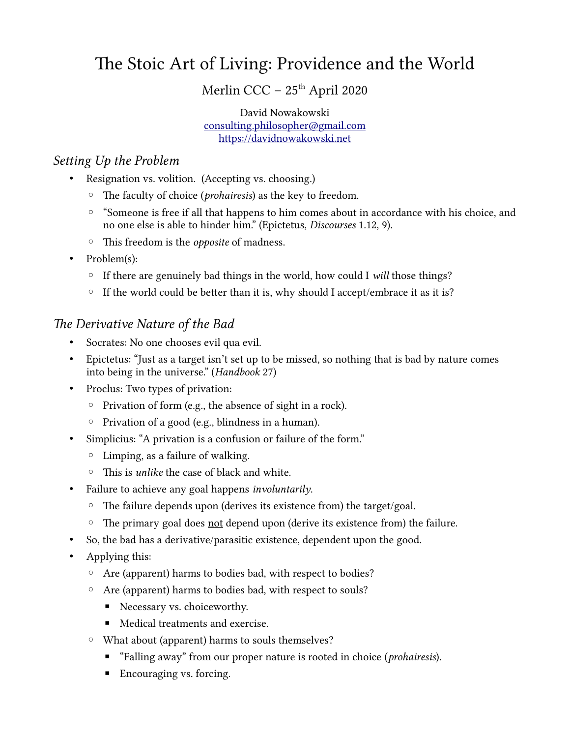# The Stoic Art of Living: Providence and the World

Merlin CCC – 25th April 2020

David Nowakowski
consulting.philosopher@gmail.com
https://davidnowakowski.net

## *Setting Up the Problem*

- Resignation vs. volition. (Accepting vs. choosing.)
  - The faculty of choice (*prohairesis*) as the key to freedom.
  - "Someone is free if all that happens to him comes about in accordance with his choice, and no one else is able to hinder him." (Epictetus, *Discourses* 1.12, 9).
  - This freedom is the *opposite* of madness.
- Problem(s):
  - If there are genuinely bad things in the world, how could I *will* those things?
  - If the world could be better than it is, why should I accept/embrace it as it is?

## *The Derivative Nature of the Bad*

- Socrates: No one chooses evil qua evil.
- Epictetus: "Just as a target isn't set up to be missed, so nothing that is bad by nature comes into being in the universe." (*Handbook* 27)
- Proclus: Two types of privation:
  - Privation of form (e.g., the absence of sight in a rock).
  - Privation of a good (e.g., blindness in a human).
- Simplicius: "A privation is a confusion or failure of the form."
  - Limping, as a failure of walking.
  - This is *unlike* the case of black and white.
- Failure to achieve any goal happens *involuntarily*.
  - The failure depends upon (derives its existence from) the target/goal.
  - The primary goal does <u>not</u> depend upon (derive its existence from) the failure.
- So, the bad has a derivative/parasitic existence, dependent upon the good.
- Applying this:
  - Are (apparent) harms to bodies bad, with respect to bodies?
  - Are (apparent) harms to bodies bad, with respect to souls?
    - Necessary vs. choiceworthy.
    - Medical treatments and exercise.
  - What about (apparent) harms to souls themselves?
    - "Falling away" from our proper nature is rooted in choice (*prohairesis*).
    - Encouraging vs. forcing.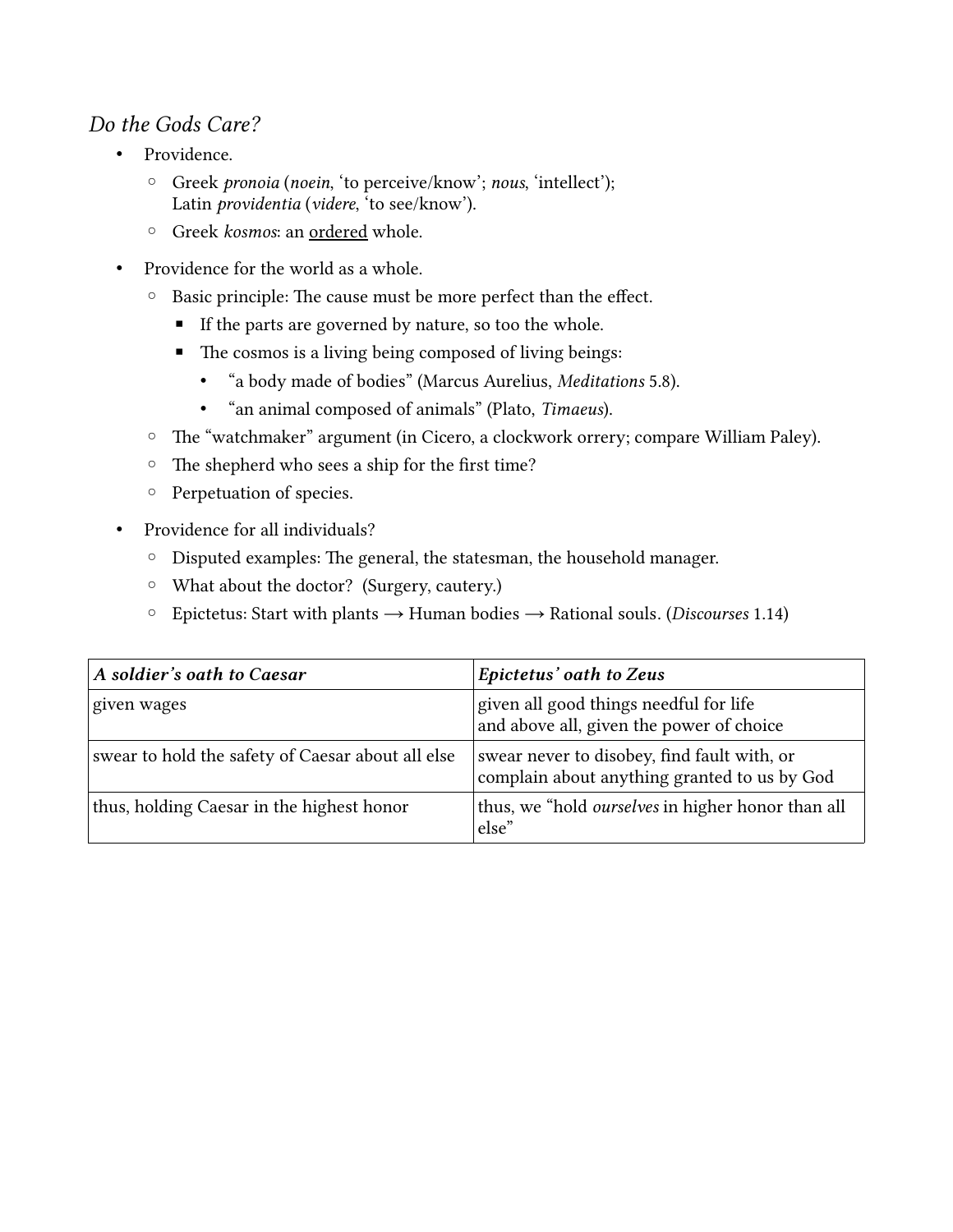*Do the Gods Care?*

- Providence.
  - Greek *pronoia* (*noein*, 'to perceive/know'; *nous*, 'intellect'); Latin *providentia* (*videre*, 'to see/know').
  - Greek *kosmos*: an <u>ordered</u> whole.
- Providence for the world as a whole.
  - Basic principle: The cause must be more perfect than the effect.
    - If the parts are governed by nature, so too the whole.
    - The cosmos is a living being composed of living beings:
      - "a body made of bodies" (Marcus Aurelius, *Meditations* 5.8).
      - "an animal composed of animals" (Plato, *Timaeus*).
  - The "watchmaker" argument (in Cicero, a clockwork orrery; compare William Paley).
  - The shepherd who sees a ship for the first time?
  - Perpetuation of species.
- Providence for all individuals?
  - Disputed examples: The general, the statesman, the household manager.
  - What about the doctor? (Surgery, cautery.)
  - Epictetus: Start with plants → Human bodies → Rational souls. (*Discourses* 1.14)

| ***A soldier's oath to Caesar*** | ***Epictetus' oath to Zeus*** |
|---|---|
| given wages | given all good things needful for life and above all, given the power of choice |
| swear to hold the safety of Caesar about all else | swear never to disobey, find fault with, or complain about anything granted to us by God |
| thus, holding Caesar in the highest honor | thus, we "hold *ourselves* in higher honor than all else" |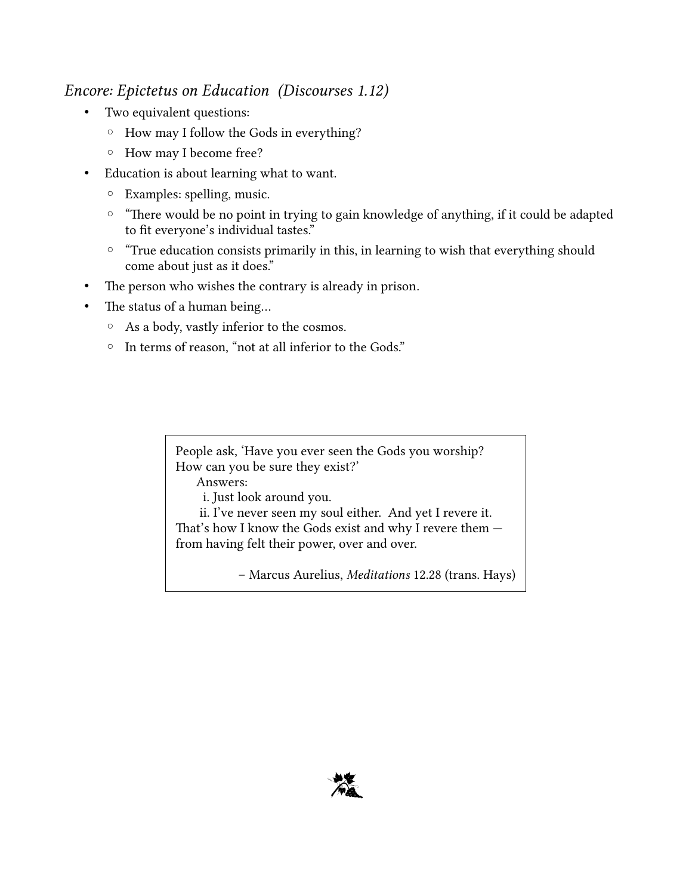### *Encore: Epictetus on Education (Discourses 1.12)*

- Two equivalent questions:
  - How may I follow the Gods in everything?
  - How may I become free?
- Education is about learning what to want.
  - Examples: spelling, music.
  - "There would be no point in trying to gain knowledge of anything, if it could be adapted to fit everyone's individual tastes."
  - "True education consists primarily in this, in learning to wish that everything should come about just as it does."
- The person who wishes the contrary is already in prison.
- The status of a human being…
  - As a body, vastly inferior to the cosmos.
  - In terms of reason, "not at all inferior to the Gods."

> People ask, 'Have you ever seen the Gods you worship? How can you be sure they exist?'
>
> Answers:
>
> i. Just look around you.
>
> ii. I've never seen my soul either. And yet I revere it.
>
> That's how I know the Gods exist and why I revere them — from having felt their power, over and over.
>
> – Marcus Aurelius, *Meditations* 12.28 (trans. Hays)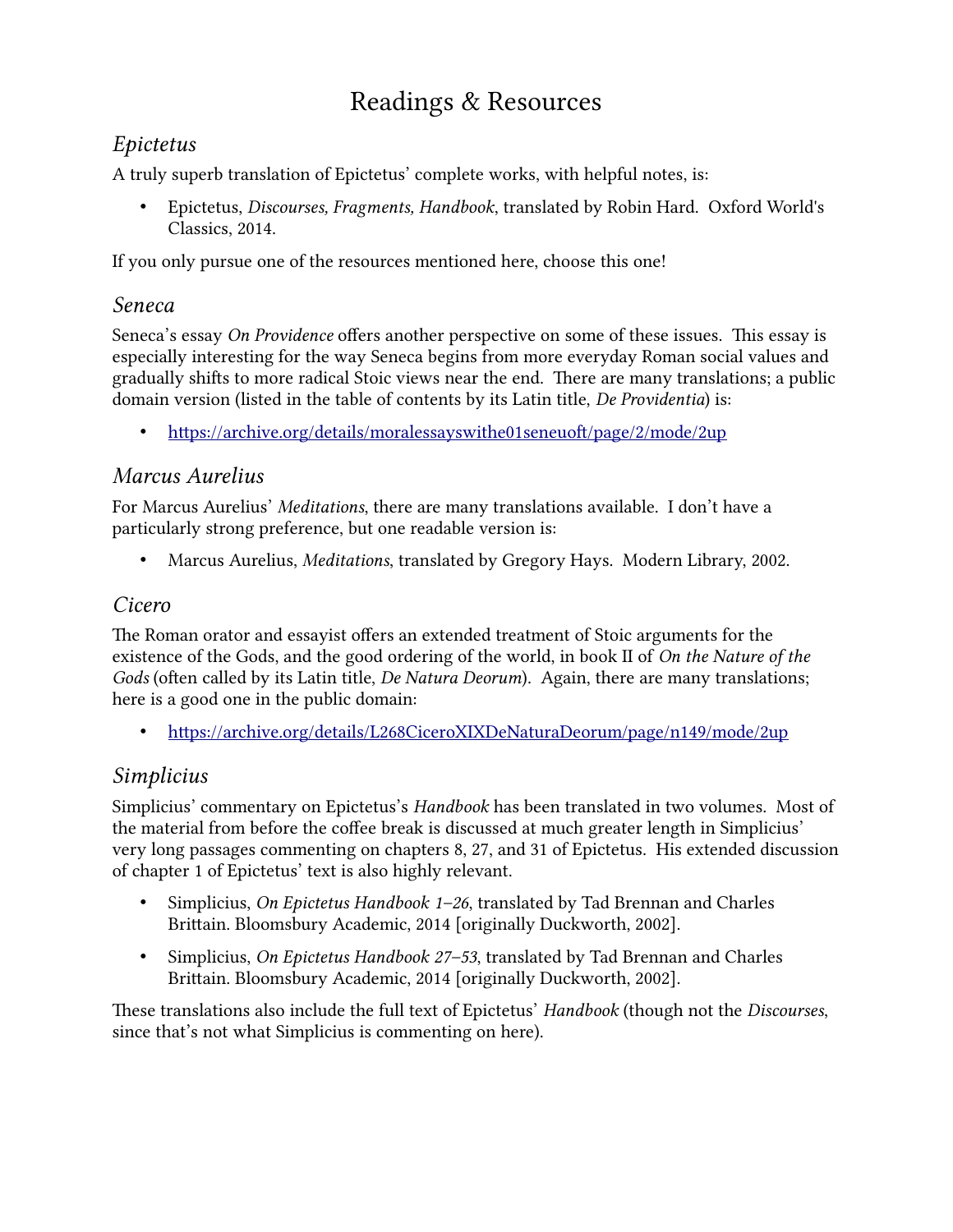# Readings & Resources

## *Epictetus*

A truly superb translation of Epictetus' complete works, with helpful notes, is:

- Epictetus, *Discourses, Fragments, Handbook*, translated by Robin Hard. Oxford World's Classics, 2014.

If you only pursue one of the resources mentioned here, choose this one!

## *Seneca*

Seneca's essay *On Providence* offers another perspective on some of these issues. This essay is especially interesting for the way Seneca begins from more everyday Roman social values and gradually shifts to more radical Stoic views near the end. There are many translations; a public domain version (listed in the table of contents by its Latin title, *De Providentia*) is:

- https://archive.org/details/moralessayswithe01seneuoft/page/2/mode/2up

## *Marcus Aurelius*

For Marcus Aurelius' *Meditations*, there are many translations available. I don't have a particularly strong preference, but one readable version is:

- Marcus Aurelius, *Meditations*, translated by Gregory Hays. Modern Library, 2002.

## *Cicero*

The Roman orator and essayist offers an extended treatment of Stoic arguments for the existence of the Gods, and the good ordering of the world, in book II of *On the Nature of the Gods* (often called by its Latin title, *De Natura Deorum*). Again, there are many translations; here is a good one in the public domain:

- https://archive.org/details/L268CiceroXIXDeNaturaDeorum/page/n149/mode/2up

## *Simplicius*

Simplicius' commentary on Epictetus's *Handbook* has been translated in two volumes. Most of the material from before the coffee break is discussed at much greater length in Simplicius' very long passages commenting on chapters 8, 27, and 31 of Epictetus. His extended discussion of chapter 1 of Epictetus' text is also highly relevant.

- Simplicius, *On Epictetus Handbook 1–26*, translated by Tad Brennan and Charles Brittain. Bloomsbury Academic, 2014 [originally Duckworth, 2002].
- Simplicius, *On Epictetus Handbook 27–53*, translated by Tad Brennan and Charles Brittain. Bloomsbury Academic, 2014 [originally Duckworth, 2002].

These translations also include the full text of Epictetus' *Handbook* (though not the *Discourses*, since that's not what Simplicius is commenting on here).